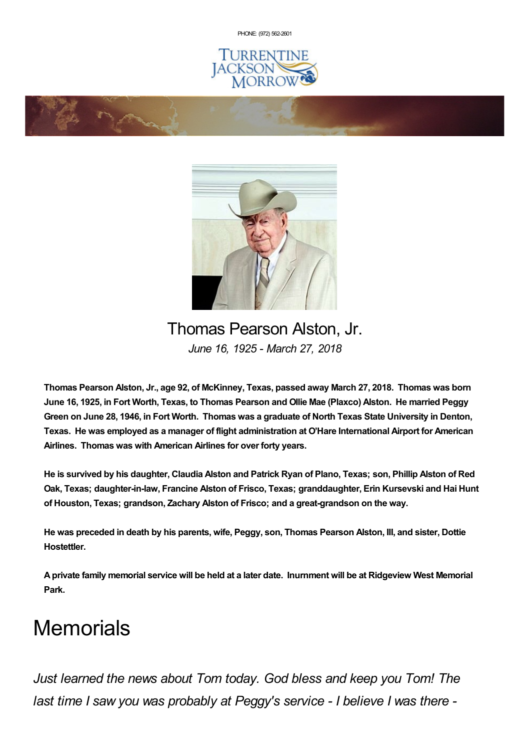PHONE: (972) 562-2601

Turrentine Jackson Morrow

# Thomas Pearson Alston, Jr.

*June 16, 1925 - March 27, 2018*

**Thomas Pearson Alston, Jr., age 92, of McKinney, Texas, passed away March 27, 2018. Thomas was born June 16, 1925, in Fort Worth, Texas, to Thomas Pearson and Ollie Mae (Plaxco) Alston. He married Peggy Green on June 28, 1946, in Fort Worth. Thomas was a graduate of North Texas State University in Denton, Texas. He was employed as a manager of flight administration at O'Hare International Airport for American Airlines. Thomas was with American Airlines for over forty years.**

**He is survived by his daughter, Claudia Alston and Patrick Ryan of Plano, Texas; son, Phillip Alston of Red Oak, Texas; daughter-in-law, Francine Alston of Frisco, Texas; granddaughter, Erin Kursevski and Hai Hunt of Houston, Texas; grandson, Zachary Alston of Frisco; and a great-grandson on the way.**

**He was preceded in death by his parents, wife, Peggy, son, Thomas Pearson Alston, III, and sister, Dottie Hostettler.**

**A private family memorial service will be held at a later date. Inurnment will be at Ridgeview West Memorial Park.**

# Memorials

*Just learned the news about Tom today. God bless and keep you Tom! The last time I saw you was probably at Peggy's service - I believe I was there -*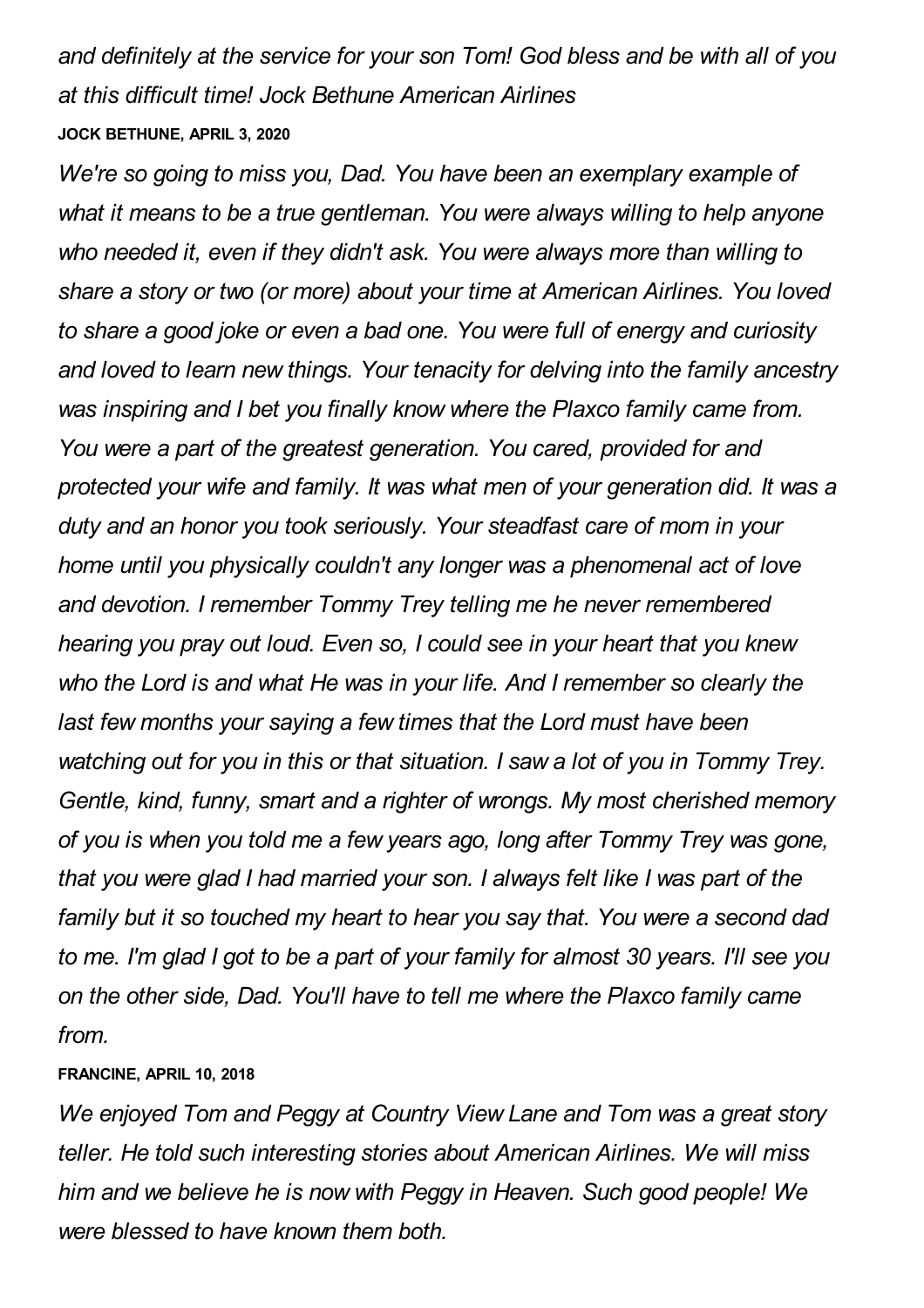*and definitely at the service for your son Tom! God bless and be with all of you at this difficult time! Jock Bethune American Airlines*

**JOCK BETHUNE, APRIL 3, 2020**

*We're so going to miss you, Dad. You have been an exemplary example of what it means to be a true gentleman. You were always willing to help anyone who needed it, even if they didn't ask. You were always more than willing to share a story or two (or more) about your time at American Airlines. You loved to share a good joke or even a bad one. You were full of energy and curiosity and loved to learn new things. Your tenacity for delving into the family ancestry was inspiring and I bet you finally know where the Plaxco family came from. You were a part of the greatest generation. You cared, provided for and protected your wife and family. It was what men of your generation did. It was a duty and an honor you took seriously. Your steadfast care of mom in your home until you physically couldn't any longer was a phenomenal act of love and devotion. I remember Tommy Trey telling me he never remembered hearing you pray out loud. Even so, I could see in your heart that you knew who the Lord is and what He was in your life. And I remember so clearly the last few months your saying a few times that the Lord must have been watching out for you in this or that situation. I saw a lot of you in Tommy Trey. Gentle, kind, funny, smart and a righter of wrongs. My most cherished memory of you is when you told me a few years ago, long after Tommy Trey was gone, that you were glad I had married your son. I always felt like I was part of the family but it so touched my heart to hear you say that. You were a second dad to me. I'm glad I got to be a part of your family for almost 30 years. I'll see you on the other side, Dad. You'll have to tell me where the Plaxco family came from.*

**FRANCINE, APRIL 10, 2018**

*We enjoyed Tom and Peggy at Country View Lane and Tom was a great story teller. He told such interesting stories about American Airlines. We will miss him and we believe he is now with Peggy in Heaven. Such good people! We were blessed to have known them both.*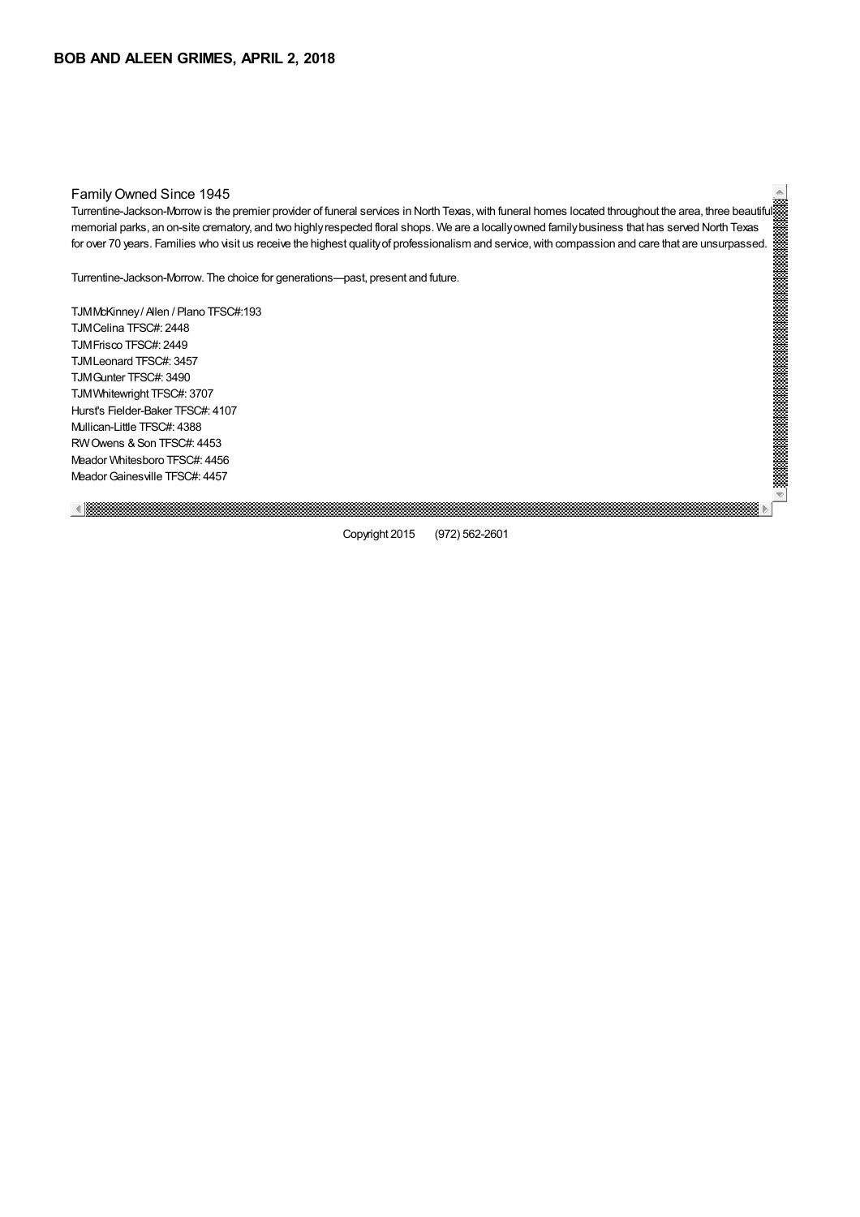Family Owned Since 1945

Turrentine-Jackson-Morrow is the premier provider of funeral services in North Texas, with funeral homes located throughout the area, three beautiful memorial parks, an on-site crematory, and two highly respected floral shops. We are a locally owned family business that has served North Texas for over 70 years. Families who visit us receive the highest quality of professionalism and service, with compassion and care that are unsurpassed.

Turrentine-Jackson-Morrow. The choice for generations—past, present and future.

TJM McKinney / Allen / Plano TFSC#:193
TJM Celina TFSC#: 2448
TJM Frisco TFSC#: 2449
TJM Leonard TFSC#: 3457
TJM Gunter TFSC#: 3490
TJM Whitewright TFSC#: 3707
Hurst's Fielder-Baker TFSC#: 4107
Mullican-Little TFSC#: 4388
RW Owens & Son TFSC#: 4453
Meador Whitesboro TFSC#: 4456
Meador Gainesville TFSC#: 4457

Copyright 2015 (972) 562-2601